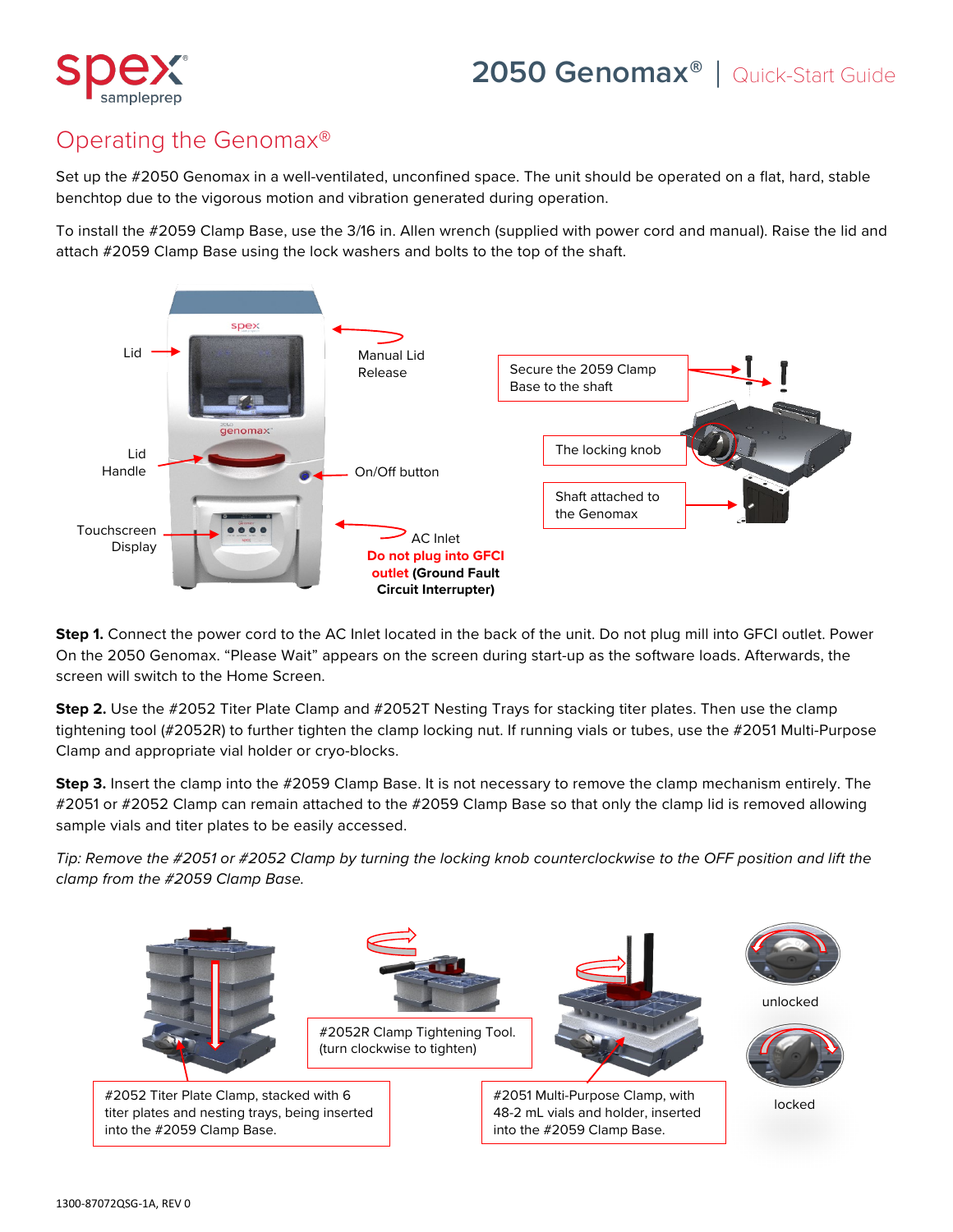# 2050 Genomax® | Quick-Start Guide

## Operating the Genomax®

Set up the #2050 Genomax in a well-ventilated, unconfined space. The unit should be operated on a flat, hard, stable benchtop due to the vigorous motion and vibration generated during operation.

To install the #2059 Clamp Base, use the 3/16 in. Allen wrench (supplied with power cord and manual). Raise the lid and attach #2059 Clamp Base using the lock washers and bolts to the top of the shaft.

Lid

Manual Lid Release

Lid Handle

On/Off button

Touchscreen Display

AC Inlet **Do not plug into GFCI outlet (Ground Fault Circuit Interrupter)**

Secure the 2059 Clamp Base to the shaft

The locking knob

Shaft attached to the Genomax

**Step 1.** Connect the power cord to the AC Inlet located in the back of the unit. Do not plug mill into GFCI outlet. Power On the 2050 Genomax. "Please Wait" appears on the screen during start-up as the software loads. Afterwards, the screen will switch to the Home Screen.

**Step 2.** Use the #2052 Titer Plate Clamp and #2052T Nesting Trays for stacking titer plates. Then use the clamp tightening tool (#2052R) to further tighten the clamp locking nut. If running vials or tubes, use the #2051 Multi-Purpose Clamp and appropriate vial holder or cryo-blocks.

**Step 3.** Insert the clamp into the #2059 Clamp Base. It is not necessary to remove the clamp mechanism entirely. The #2051 or #2052 Clamp can remain attached to the #2059 Clamp Base so that only the clamp lid is removed allowing sample vials and titer plates to be easily accessed.

*Tip: Remove the #2051 or #2052 Clamp by turning the locking knob counterclockwise to the OFF position and lift the clamp from the #2059 Clamp Base.*

#2052 Titer Plate Clamp, stacked with 6 titer plates and nesting trays, being inserted into the #2059 Clamp Base.

#2052R Clamp Tightening Tool. (turn clockwise to tighten)

#2051 Multi-Purpose Clamp, with 48-2 mL vials and holder, inserted into the #2059 Clamp Base.

unlocked

locked

1300-87072QSG-1A, REV 0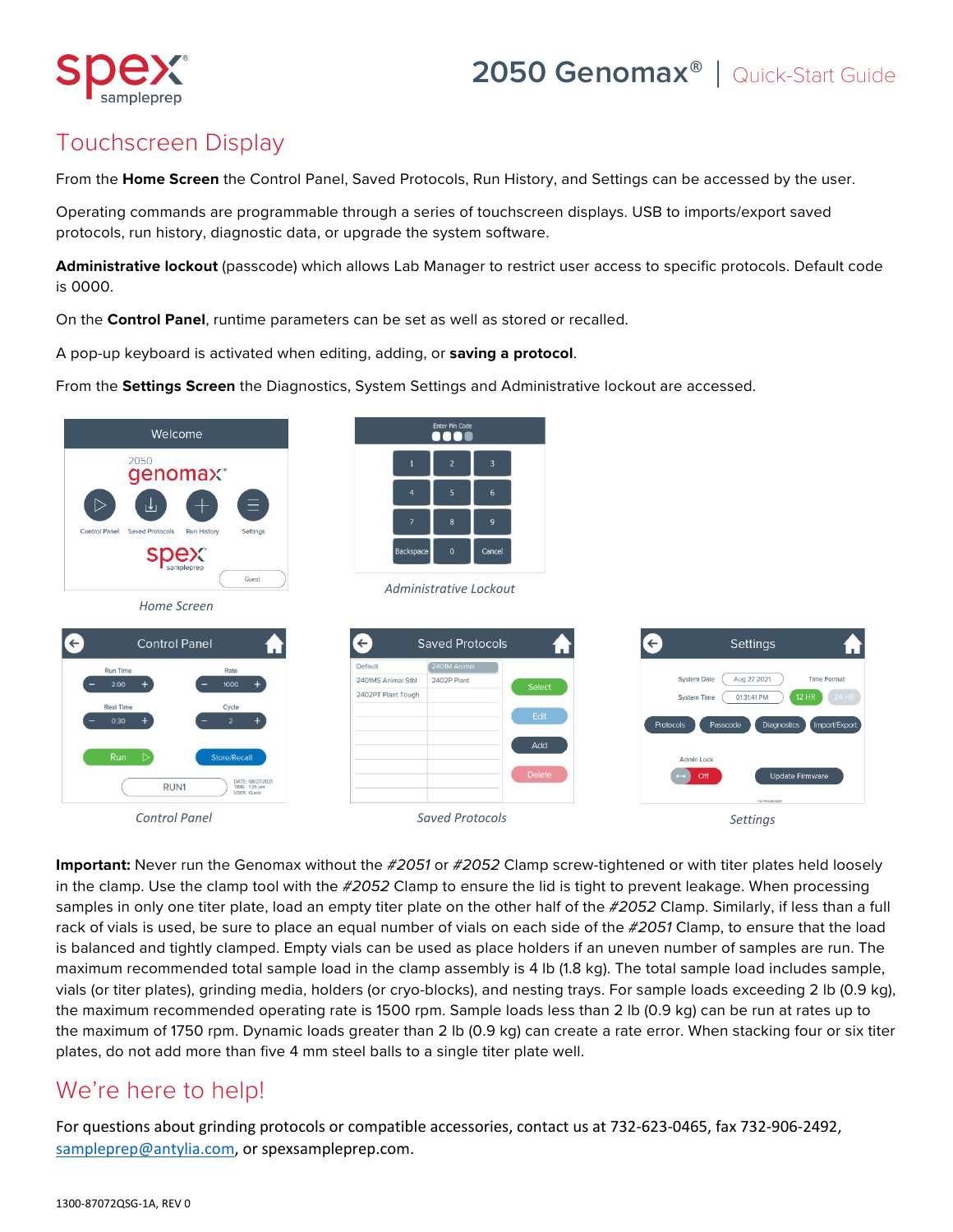# Touchscreen Display

From the **Home Screen** the Control Panel, Saved Protocols, Run History, and Settings can be accessed by the user.

Operating commands are programmable through a series of touchscreen displays. USB to imports/export saved protocols, run history, diagnostic data, or upgrade the system software.

**Administrative lockout** (passcode) which allows Lab Manager to restrict user access to specific protocols. Default code is 0000.

On the **Control Panel**, runtime parameters can be set as well as stored or recalled.

A pop-up keyboard is activated when editing, adding, or **saving a protocol**.

From the **Settings Screen** the Diagnostics, System Settings and Administrative lockout are accessed.

*Home Screen*

*Administrative Lockout*

*Control Panel*

*Saved Protocols*

*Settings*

**Important:** Never run the Genomax without the *#2051* or *#2052* Clamp screw-tightened or with titer plates held loosely in the clamp. Use the clamp tool with the *#2052* Clamp to ensure the lid is tight to prevent leakage. When processing samples in only one titer plate, load an empty titer plate on the other half of the *#2052* Clamp. Similarly, if less than a full rack of vials is used, be sure to place an equal number of vials on each side of the *#2051* Clamp, to ensure that the load is balanced and tightly clamped. Empty vials can be used as place holders if an uneven number of samples are run. The maximum recommended total sample load in the clamp assembly is 4 lb (1.8 kg). The total sample load includes sample, vials (or titer plates), grinding media, holders (or cryo-blocks), and nesting trays. For sample loads exceeding 2 lb (0.9 kg), the maximum recommended operating rate is 1500 rpm. Sample loads less than 2 lb (0.9 kg) can be run at rates up to the maximum of 1750 rpm. Dynamic loads greater than 2 lb (0.9 kg) can create a rate error. When stacking four or six titer plates, do not add more than five 4 mm steel balls to a single titer plate well.

# We're here to help!

For questions about grinding protocols or compatible accessories, contact us at 732-623-0465, fax 732-906-2492, sampleprep@antylia.com, or spexsampleprep.com.

1300-87072QSG-1A, REV 0